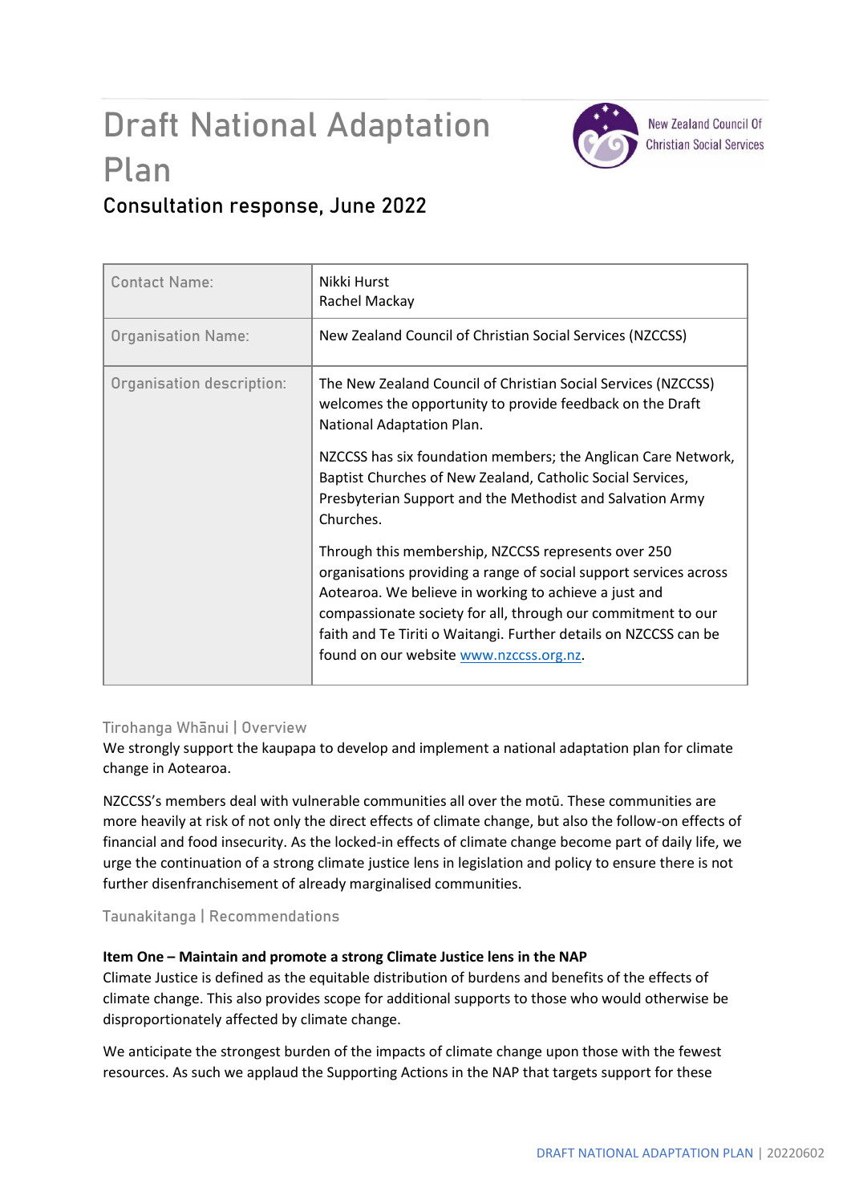# Draft National Adaptation Plan

## Consultation response, June 2022

| | |
|---|---|
| Contact Name: | Nikki Hurst<br>Rachel Mackay |
| Organisation Name: | New Zealand Council of Christian Social Services (NZCCSS) |
| Organisation description: | The New Zealand Council of Christian Social Services (NZCCSS) welcomes the opportunity to provide feedback on the Draft National Adaptation Plan.<br><br>NZCCSS has six foundation members; the Anglican Care Network, Baptist Churches of New Zealand, Catholic Social Services, Presbyterian Support and the Methodist and Salvation Army Churches.<br><br>Through this membership, NZCCSS represents over 250 organisations providing a range of social support services across Aotearoa. We believe in working to achieve a just and compassionate society for all, through our commitment to our faith and Te Tiriti o Waitangi. Further details on NZCCSS can be found on our website www.nzccss.org.nz. |

### Tirohanga Whānui | Overview

We strongly support the kaupapa to develop and implement a national adaptation plan for climate change in Aotearoa.

NZCCSS's members deal with vulnerable communities all over the motū. These communities are more heavily at risk of not only the direct effects of climate change, but also the follow-on effects of financial and food insecurity. As the locked-in effects of climate change become part of daily life, we urge the continuation of a strong climate justice lens in legislation and policy to ensure there is not further disenfranchisement of already marginalised communities.

### Taunakitanga | Recommendations

**Item One – Maintain and promote a strong Climate Justice lens in the NAP**

Climate Justice is defined as the equitable distribution of burdens and benefits of the effects of climate change. This also provides scope for additional supports to those who would otherwise be disproportionately affected by climate change.

We anticipate the strongest burden of the impacts of climate change upon those with the fewest resources. As such we applaud the Supporting Actions in the NAP that targets support for these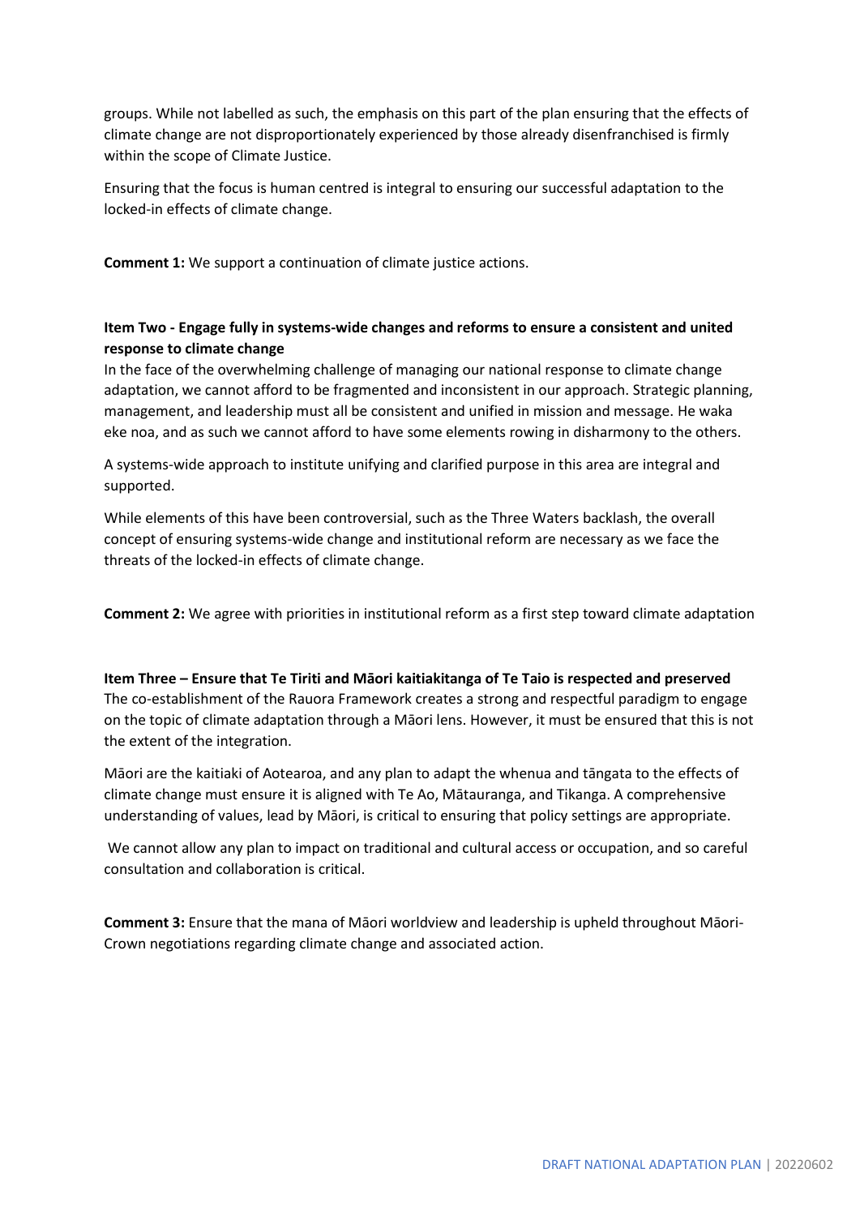groups. While not labelled as such, the emphasis on this part of the plan ensuring that the effects of climate change are not disproportionately experienced by those already disenfranchised is firmly within the scope of Climate Justice.

Ensuring that the focus is human centred is integral to ensuring our successful adaptation to the locked-in effects of climate change.

**Comment 1:** We support a continuation of climate justice actions.

**Item Two - Engage fully in systems-wide changes and reforms to ensure a consistent and united response to climate change**

In the face of the overwhelming challenge of managing our national response to climate change adaptation, we cannot afford to be fragmented and inconsistent in our approach. Strategic planning, management, and leadership must all be consistent and unified in mission and message. He waka eke noa, and as such we cannot afford to have some elements rowing in disharmony to the others.

A systems-wide approach to institute unifying and clarified purpose in this area are integral and supported.

While elements of this have been controversial, such as the Three Waters backlash, the overall concept of ensuring systems-wide change and institutional reform are necessary as we face the threats of the locked-in effects of climate change.

**Comment 2:** We agree with priorities in institutional reform as a first step toward climate adaptation

**Item Three – Ensure that Te Tiriti and Māori kaitiakitanga of Te Taio is respected and preserved**

The co-establishment of the Rauora Framework creates a strong and respectful paradigm to engage on the topic of climate adaptation through a Māori lens. However, it must be ensured that this is not the extent of the integration.

Māori are the kaitiaki of Aotearoa, and any plan to adapt the whenua and tāngata to the effects of climate change must ensure it is aligned with Te Ao, Mātauranga, and Tikanga. A comprehensive understanding of values, lead by Māori, is critical to ensuring that policy settings are appropriate.

We cannot allow any plan to impact on traditional and cultural access or occupation, and so careful consultation and collaboration is critical.

**Comment 3:** Ensure that the mana of Māori worldview and leadership is upheld throughout Māori-Crown negotiations regarding climate change and associated action.